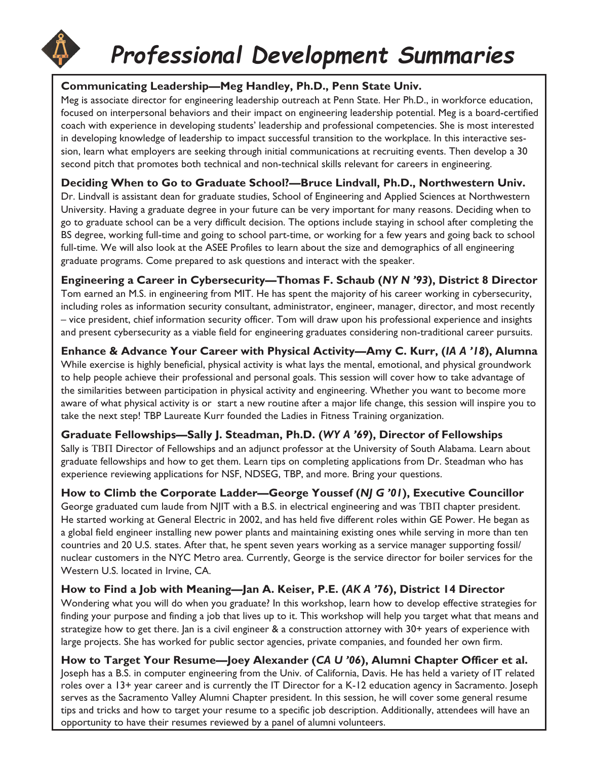# Professional Development Summaries

**Communicating Leadership—Meg Handley, Ph.D., Penn State Univ.**

Meg is associate director for engineering leadership outreach at Penn State. Her Ph.D., in workforce education, focused on interpersonal behaviors and their impact on engineering leadership potential. Meg is a board-certified coach with experience in developing students' leadership and professional competencies. She is most interested in developing knowledge of leadership to impact successful transition to the workplace. In this interactive session, learn what employers are seeking through initial communications at recruiting events. Then develop a 30 second pitch that promotes both technical and non-technical skills relevant for careers in engineering.

**Deciding When to Go to Graduate School?—Bruce Lindvall, Ph.D., Northwestern Univ.**

Dr. Lindvall is assistant dean for graduate studies, School of Engineering and Applied Sciences at Northwestern University. Having a graduate degree in your future can be very important for many reasons. Deciding when to go to graduate school can be a very difficult decision. The options include staying in school after completing the BS degree, working full-time and going to school part-time, or working for a few years and going back to school full-time. We will also look at the ASEE Profiles to learn about the size and demographics of all engineering graduate programs. Come prepared to ask questions and interact with the speaker.

**Engineering a Career in Cybersecurity—Thomas F. Schaub (*NY N '93*), District 8 Director**

Tom earned an M.S. in engineering from MIT. He has spent the majority of his career working in cybersecurity, including roles as information security consultant, administrator, engineer, manager, director, and most recently – vice president, chief information security officer. Tom will draw upon his professional experience and insights and present cybersecurity as a viable field for engineering graduates considering non-traditional career pursuits.

**Enhance & Advance Your Career with Physical Activity—Amy C. Kurr, (*IA A '18*), Alumna**

While exercise is highly beneficial, physical activity is what lays the mental, emotional, and physical groundwork to help people achieve their professional and personal goals. This session will cover how to take advantage of the similarities between participation in physical activity and engineering. Whether you want to become more aware of what physical activity is or start a new routine after a major life change, this session will inspire you to take the next step! TBP Laureate Kurr founded the Ladies in Fitness Training organization.

**Graduate Fellowships—Sally J. Steadman, Ph.D. (*WY A '69*), Director of Fellowships**

Sally is ΤΒΠ Director of Fellowships and an adjunct professor at the University of South Alabama. Learn about graduate fellowships and how to get them. Learn tips on completing applications from Dr. Steadman who has experience reviewing applications for NSF, NDSEG, TBP, and more. Bring your questions.

**How to Climb the Corporate Ladder—George Youssef (*NJ G '01*), Executive Councillor**

George graduated cum laude from NJIT with a B.S. in electrical engineering and was ΤΒΠ chapter president. He started working at General Electric in 2002, and has held five different roles within GE Power. He began as a global field engineer installing new power plants and maintaining existing ones while serving in more than ten countries and 20 U.S. states. After that, he spent seven years working as a service manager supporting fossil/nuclear customers in the NYC Metro area. Currently, George is the service director for boiler services for the Western U.S. located in Irvine, CA.

**How to Find a Job with Meaning—Jan A. Keiser, P.E. (*AK A '76*), District 14 Director**

Wondering what you will do when you graduate? In this workshop, learn how to develop effective strategies for finding your purpose and finding a job that lives up to it. This workshop will help you target what that means and strategize how to get there. Jan is a civil engineer & a construction attorney with 30+ years of experience with large projects. She has worked for public sector agencies, private companies, and founded her own firm.

**How to Target Your Resume—Joey Alexander (*CA U '06*), Alumni Chapter Officer et al.**

Joseph has a B.S. in computer engineering from the Univ. of California, Davis. He has held a variety of IT related roles over a 13+ year career and is currently the IT Director for a K-12 education agency in Sacramento. Joseph serves as the Sacramento Valley Alumni Chapter president. In this session, he will cover some general resume tips and tricks and how to target your resume to a specific job description. Additionally, attendees will have an opportunity to have their resumes reviewed by a panel of alumni volunteers.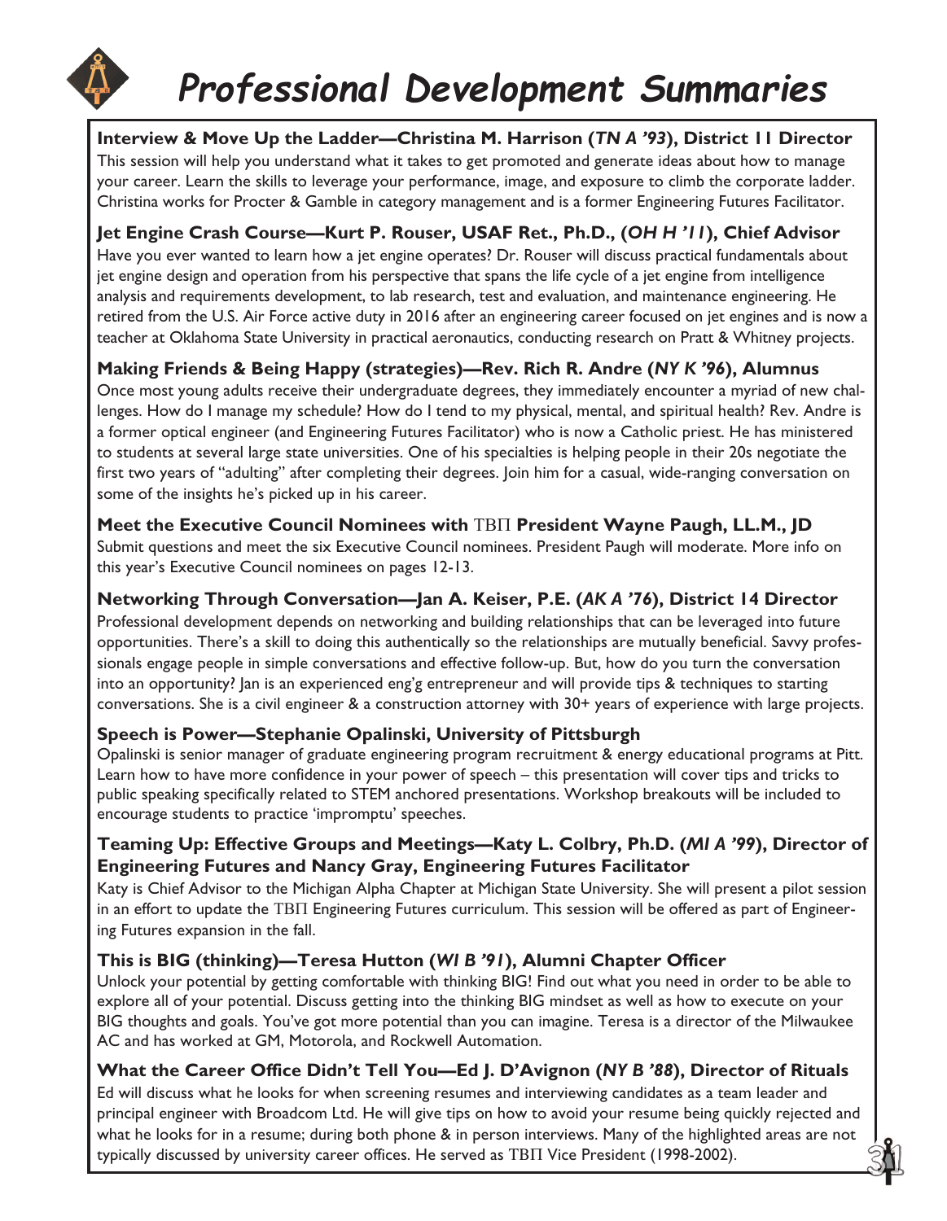# Professional Development Summaries

**Interview & Move Up the Ladder—Christina M. Harrison (*TN A '93*), District 11 Director**
This session will help you understand what it takes to get promoted and generate ideas about how to manage your career. Learn the skills to leverage your performance, image, and exposure to climb the corporate ladder. Christina works for Procter & Gamble in category management and is a former Engineering Futures Facilitator.

**Jet Engine Crash Course—Kurt P. Rouser, USAF Ret., Ph.D., (*OH H '11*), Chief Advisor**
Have you ever wanted to learn how a jet engine operates? Dr. Rouser will discuss practical fundamentals about jet engine design and operation from his perspective that spans the life cycle of a jet engine from intelligence analysis and requirements development, to lab research, test and evaluation, and maintenance engineering. He retired from the U.S. Air Force active duty in 2016 after an engineering career focused on jet engines and is now a teacher at Oklahoma State University in practical aeronautics, conducting research on Pratt & Whitney projects.

**Making Friends & Being Happy (strategies)—Rev. Rich R. Andre (*NY K '96*), Alumnus**
Once most young adults receive their undergraduate degrees, they immediately encounter a myriad of new challenges. How do I manage my schedule? How do I tend to my physical, mental, and spiritual health? Rev. Andre is a former optical engineer (and Engineering Futures Facilitator) who is now a Catholic priest. He has ministered to students at several large state universities. One of his specialties is helping people in their 20s negotiate the first two years of "adulting" after completing their degrees. Join him for a casual, wide-ranging conversation on some of the insights he's picked up in his career.

**Meet the Executive Council Nominees with ΤΒΠ President Wayne Paugh, LL.M., JD**
Submit questions and meet the six Executive Council nominees. President Paugh will moderate. More info on this year's Executive Council nominees on pages 12-13.

**Networking Through Conversation—Jan A. Keiser, P.E. (*AK A '76*), District 14 Director**
Professional development depends on networking and building relationships that can be leveraged into future opportunities. There's a skill to doing this authentically so the relationships are mutually beneficial. Savvy professionals engage people in simple conversations and effective follow-up. But, how do you turn the conversation into an opportunity? Jan is an experienced eng'g entrepreneur and will provide tips & techniques to starting conversations. She is a civil engineer & a construction attorney with 30+ years of experience with large projects.

**Speech is Power—Stephanie Opalinski, University of Pittsburgh**
Opalinski is senior manager of graduate engineering program recruitment & energy educational programs at Pitt. Learn how to have more confidence in your power of speech – this presentation will cover tips and tricks to public speaking specifically related to STEM anchored presentations. Workshop breakouts will be included to encourage students to practice 'impromptu' speeches.

**Teaming Up: Effective Groups and Meetings—Katy L. Colbry, Ph.D. (*MI A '99*), Director of Engineering Futures and Nancy Gray, Engineering Futures Facilitator**
Katy is Chief Advisor to the Michigan Alpha Chapter at Michigan State University. She will present a pilot session in an effort to update the ΤΒΠ Engineering Futures curriculum. This session will be offered as part of Engineering Futures expansion in the fall.

**This is BIG (thinking)—Teresa Hutton (*WI B '91*), Alumni Chapter Officer**
Unlock your potential by getting comfortable with thinking BIG! Find out what you need in order to be able to explore all of your potential. Discuss getting into the thinking BIG mindset as well as how to execute on your BIG thoughts and goals. You've got more potential than you can imagine. Teresa is a director of the Milwaukee AC and has worked at GM, Motorola, and Rockwell Automation.

**What the Career Office Didn't Tell You—Ed J. D'Avignon (*NY B '88*), Director of Rituals**
Ed will discuss what he looks for when screening resumes and interviewing candidates as a team leader and principal engineer with Broadcom Ltd. He will give tips on how to avoid your resume being quickly rejected and what he looks for in a resume; during both phone & in person interviews. Many of the highlighted areas are not typically discussed by university career offices. He served as ΤΒΠ Vice President (1998-2002).